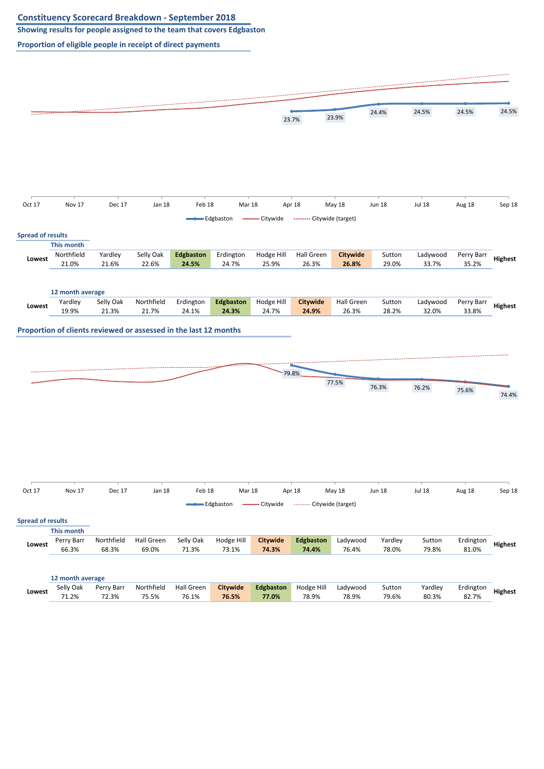## Constituency Scorecard Breakdown - September 2018

**Showing results for people assigned to the team that covers Edgbaston**

### Proportion of eligible people in receipt of direct payments

| | Oct 17 | Nov 17 | Dec 17 | Jan 18 | Feb 18 | Mar 18 | Apr 18 | May 18 | Jun 18 | Jul 18 | Aug 18 | Sep 18 |
|---|---|---|---|---|---|---|---|---|---|---|---|---|
| Edgbaston | | | | | | | 23.7% | 23.9% | 24.4% | 24.5% | 24.5% | 24.5% |

Legend: Edgbaston, Citywide, Citywide (target)

**Spread of results**

**This month**

| Lowest | Northfield | Yardley | Selly Oak | **Edgbaston** | Erdington | Hodge Hill | Hall Green | **Citywide** | Sutton | Ladywood | Perry Barr | Highest |
|---|---|---|---|---|---|---|---|---|---|---|---|---|
| | 21.0% | 21.6% | 22.6% | **24.5%** | 24.7% | 25.9% | 26.3% | **26.8%** | 29.0% | 33.7% | 35.2% | |

**12 month average**

| Lowest | Yardley | Selly Oak | Northfield | Erdington | **Edgbaston** | Hodge Hill | **Citywide** | Hall Green | Sutton | Ladywood | Perry Barr | Highest |
|---|---|---|---|---|---|---|---|---|---|---|---|---|
| | 19.9% | 21.3% | 21.7% | 24.1% | **24.3%** | 24.7% | **24.9%** | 26.3% | 28.2% | 32.0% | 33.8% | |

### Proportion of clients reviewed or assessed in the last 12 months

| | Oct 17 | Nov 17 | Dec 17 | Jan 18 | Feb 18 | Mar 18 | Apr 18 | May 18 | Jun 18 | Jul 18 | Aug 18 | Sep 18 |
|---|---|---|---|---|---|---|---|---|---|---|---|---|
| Edgbaston | | | | | | | 79.8% | 77.5% | 76.3% | 76.2% | 75.6% | 74.4% |

Legend: Edgbaston, Citywide, Citywide (target)

**Spread of results**

**This month**

| Lowest | Perry Barr | Northfield | Hall Green | Selly Oak | Hodge Hill | **Citywide** | **Edgbaston** | Ladywood | Yardley | Sutton | Erdington | Highest |
|---|---|---|---|---|---|---|---|---|---|---|---|---|
| | 66.3% | 68.3% | 69.0% | 71.3% | 73.1% | **74.3%** | **74.4%** | 76.4% | 78.0% | 79.8% | 81.0% | |

**12 month average**

| Lowest | Selly Oak | Perry Barr | Northfield | Hall Green | **Citywide** | **Edgbaston** | Hodge Hill | Ladywood | Sutton | Yardley | Erdington | Highest |
|---|---|---|---|---|---|---|---|---|---|---|---|---|
| | 71.2% | 72.3% | 75.5% | 76.1% | **76.5%** | **77.0%** | 78.9% | 78.9% | 79.6% | 80.3% | 82.7% | |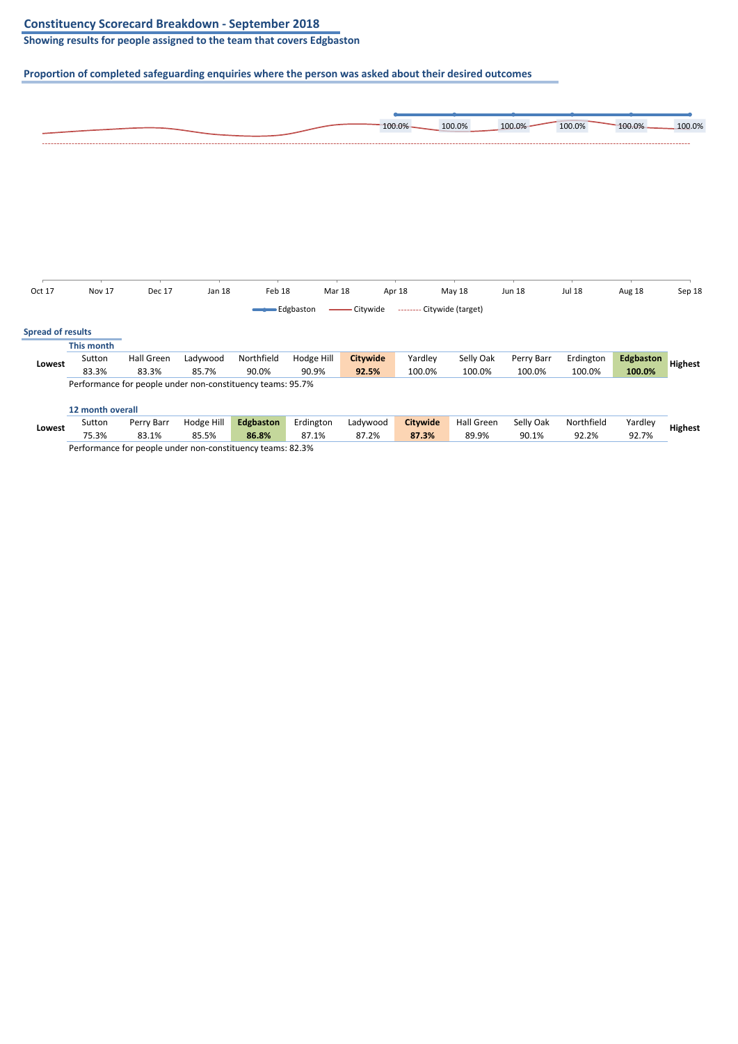# Constituency Scorecard Breakdown - September 2018

**Showing results for people assigned to the team that covers Edgbaston**

## Proportion of completed safeguarding enquiries where the person was asked about their desired outcomes

| | Oct 17 | Nov 17 | Dec 17 | Jan 18 | Feb 18 | Mar 18 | Apr 18 | May 18 | Jun 18 | Jul 18 | Aug 18 | Sep 18 |
|---|---|---|---|---|---|---|---|---|---|---|---|---|
| Edgbaston | | | | | | | 100.0% | 100.0% | 100.0% | 100.0% | 100.0% | 100.0% |

Edgbaston — Citywide — Citywide (target)

### Spread of results

**This month**

| Lowest | Sutton | Hall Green | Ladywood | Northfield | Hodge Hill | **Citywide** | Yardley | Selly Oak | Perry Barr | Erdington | **Edgbaston** | Highest |
|---|---|---|---|---|---|---|---|---|---|---|---|---|
| | 83.3% | 83.3% | 85.7% | 90.0% | 90.9% | **92.5%** | 100.0% | 100.0% | 100.0% | 100.0% | **100.0%** | |

Performance for people under non-constituency teams: 95.7%

**12 month overall**

| Lowest | Sutton | Perry Barr | Hodge Hill | **Edgbaston** | Erdington | Ladywood | **Citywide** | Hall Green | Selly Oak | Northfield | Yardley | Highest |
|---|---|---|---|---|---|---|---|---|---|---|---|---|
| | 75.3% | 83.1% | 85.5% | **86.8%** | 87.1% | 87.2% | **87.3%** | 89.9% | 90.1% | 92.2% | 92.7% | |

Performance for people under non-constituency teams: 82.3%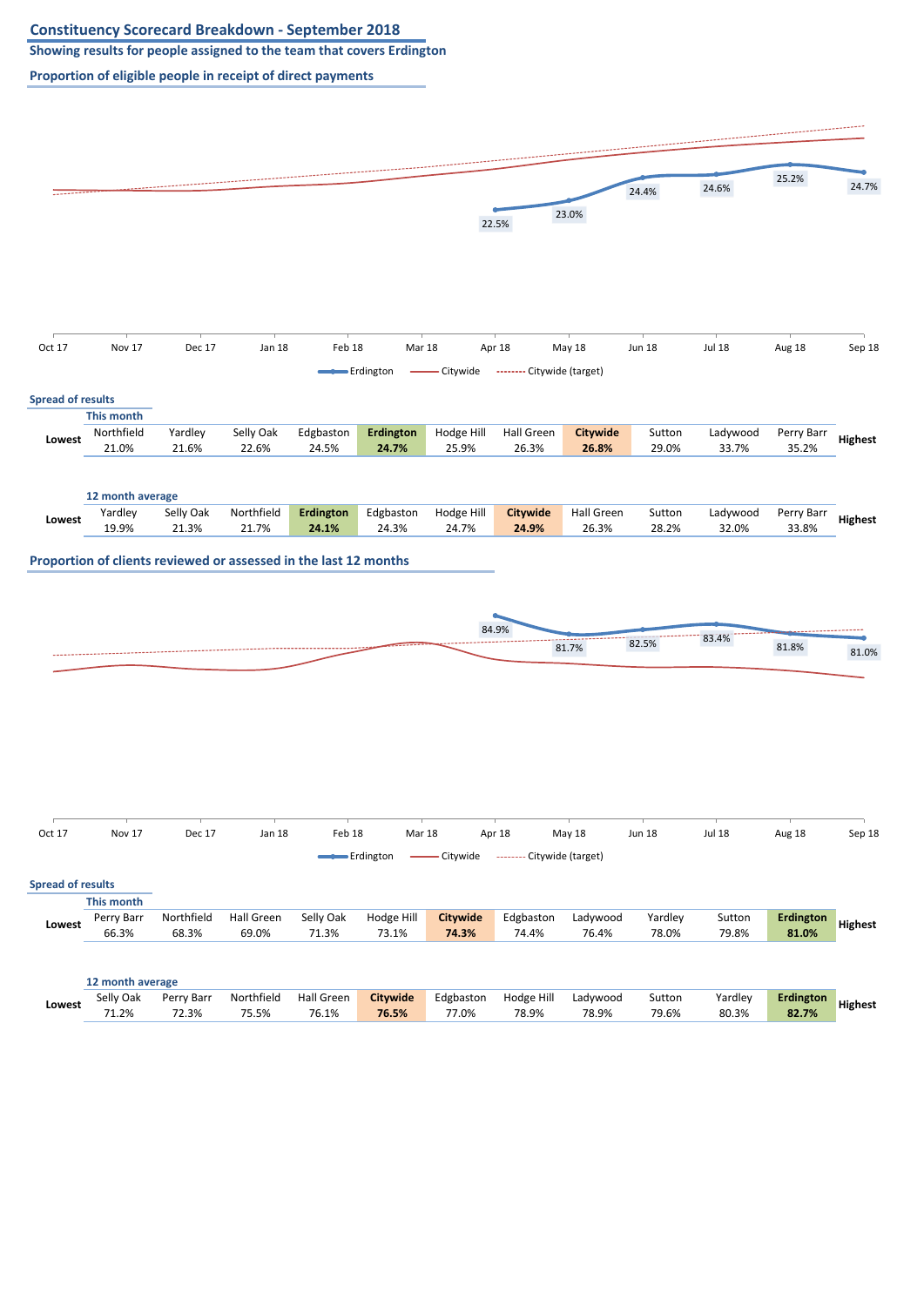## Constituency Scorecard Breakdown - September 2018

**Showing results for people assigned to the team that covers Erdington**

### Proportion of eligible people in receipt of direct payments

| | Oct 17 | Nov 17 | Dec 17 | Jan 18 | Feb 18 | Mar 18 | Apr 18 | May 18 | Jun 18 | Jul 18 | Aug 18 | Sep 18 |
|---|---|---|---|---|---|---|---|---|---|---|---|---|
| Erdington | | | | | | | 22.5% | 23.0% | 24.4% | 24.6% | 25.2% | 24.7% |

Legend: Erdington, Citywide, Citywide (target)

**Spread of results**

**This month**

| Lowest | Northfield | Yardley | Selly Oak | Edgbaston | **Erdington** | Hodge Hill | Hall Green | **Citywide** | Sutton | Ladywood | Perry Barr | Highest |
|---|---|---|---|---|---|---|---|---|---|---|---|---|
| | 21.0% | 21.6% | 22.6% | 24.5% | **24.7%** | 25.9% | 26.3% | **26.8%** | 29.0% | 33.7% | 35.2% | |

**12 month average**

| Lowest | Yardley | Selly Oak | Northfield | **Erdington** | Edgbaston | Hodge Hill | **Citywide** | Hall Green | Sutton | Ladywood | Perry Barr | Highest |
|---|---|---|---|---|---|---|---|---|---|---|---|---|
| | 19.9% | 21.3% | 21.7% | **24.1%** | 24.3% | 24.7% | **24.9%** | 26.3% | 28.2% | 32.0% | 33.8% | |

### Proportion of clients reviewed or assessed in the last 12 months

| | Oct 17 | Nov 17 | Dec 17 | Jan 18 | Feb 18 | Mar 18 | Apr 18 | May 18 | Jun 18 | Jul 18 | Aug 18 | Sep 18 |
|---|---|---|---|---|---|---|---|---|---|---|---|---|
| Erdington | | | | | | | 84.9% | 81.7% | 82.5% | 83.4% | 81.8% | 81.0% |

Legend: Erdington, Citywide, Citywide (target)

**Spread of results**

**This month**

| Lowest | Perry Barr | Northfield | Hall Green | Selly Oak | Hodge Hill | **Citywide** | Edgbaston | Ladywood | Yardley | Sutton | **Erdington** | Highest |
|---|---|---|---|---|---|---|---|---|---|---|---|---|
| | 66.3% | 68.3% | 69.0% | 71.3% | 73.1% | **74.3%** | 74.4% | 76.4% | 78.0% | 79.8% | **81.0%** | |

**12 month average**

| Lowest | Selly Oak | Perry Barr | Northfield | Hall Green | **Citywide** | Edgbaston | Hodge Hill | Ladywood | Sutton | Yardley | **Erdington** | Highest |
|---|---|---|---|---|---|---|---|---|---|---|---|---|
| | 71.2% | 72.3% | 75.5% | 76.1% | **76.5%** | 77.0% | 78.9% | 78.9% | 79.6% | 80.3% | **82.7%** | |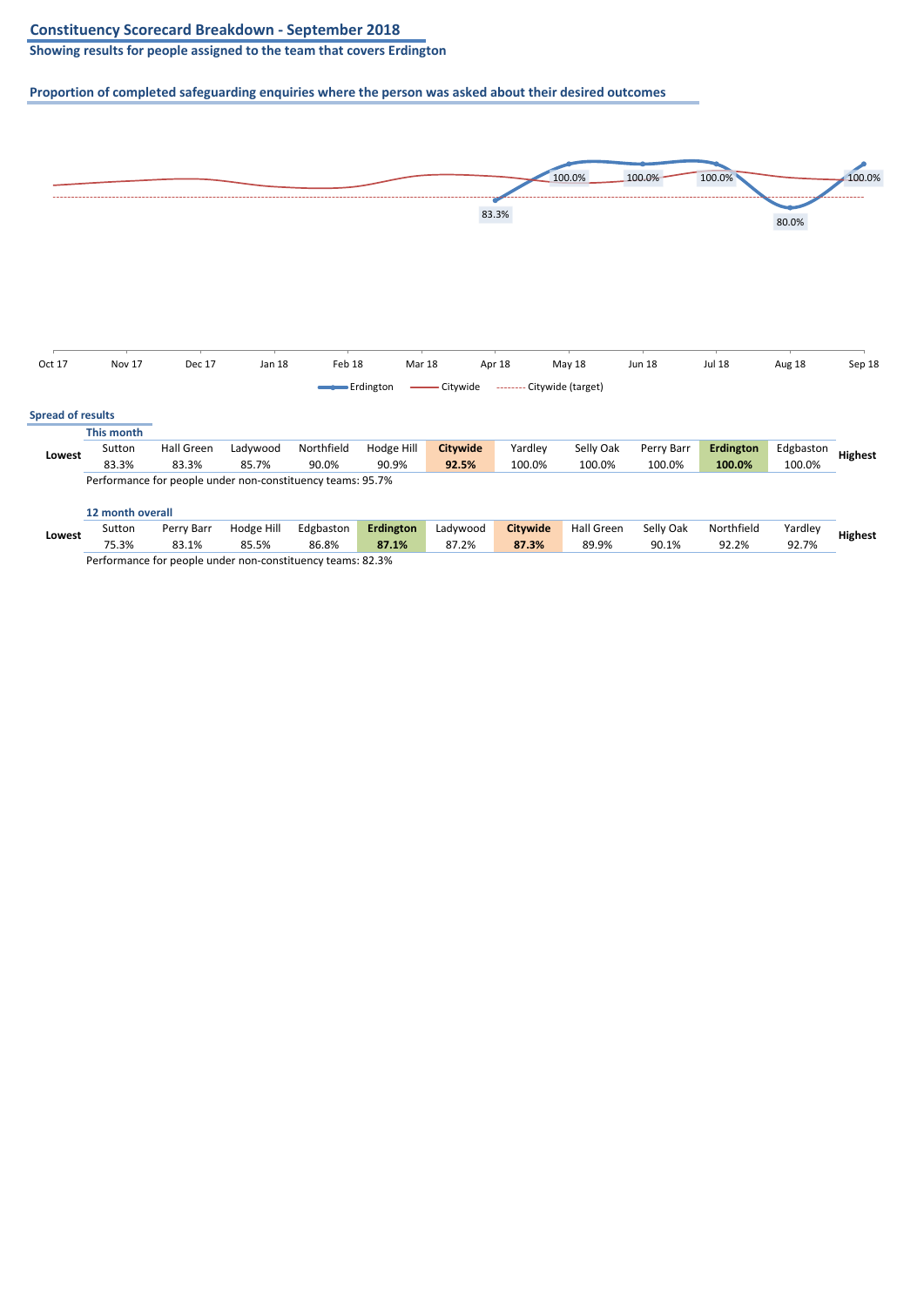## Constituency Scorecard Breakdown - September 2018

**Showing results for people assigned to the team that covers Erdington**

### Proportion of completed safeguarding enquiries where the person was asked about their desired outcomes

| | Oct 17 | Nov 17 | Dec 17 | Jan 18 | Feb 18 | Mar 18 | Apr 18 | May 18 | Jun 18 | Jul 18 | Aug 18 | Sep 18 |
|---|---|---|---|---|---|---|---|---|---|---|---|---|
| Erdington | | | | | | | 83.3% | 100.0% | 100.0% | 100.0% | 80.0% | 100.0% |

Legend: Erdington — Citywide — Citywide (target)

### Spread of results

**This month**

| | Sutton | Hall Green | Ladywood | Northfield | Hodge Hill | **Citywide** | Yardley | Selly Oak | Perry Barr | **Erdington** | Edgbaston | |
|---|---|---|---|---|---|---|---|---|---|---|---|---|
| **Lowest** | 83.3% | 83.3% | 85.7% | 90.0% | 90.9% | **92.5%** | 100.0% | 100.0% | 100.0% | **100.0%** | 100.0% | **Highest** |

Performance for people under non-constituency teams: 95.7%

**12 month overall**

| | Sutton | Perry Barr | Hodge Hill | Edgbaston | **Erdington** | Ladywood | **Citywide** | Hall Green | Selly Oak | Northfield | Yardley | |
|---|---|---|---|---|---|---|---|---|---|---|---|---|
| **Lowest** | 75.3% | 83.1% | 85.5% | 86.8% | **87.1%** | 87.2% | **87.3%** | 89.9% | 90.1% | 92.2% | 92.7% | **Highest** |

Performance for people under non-constituency teams: 82.3%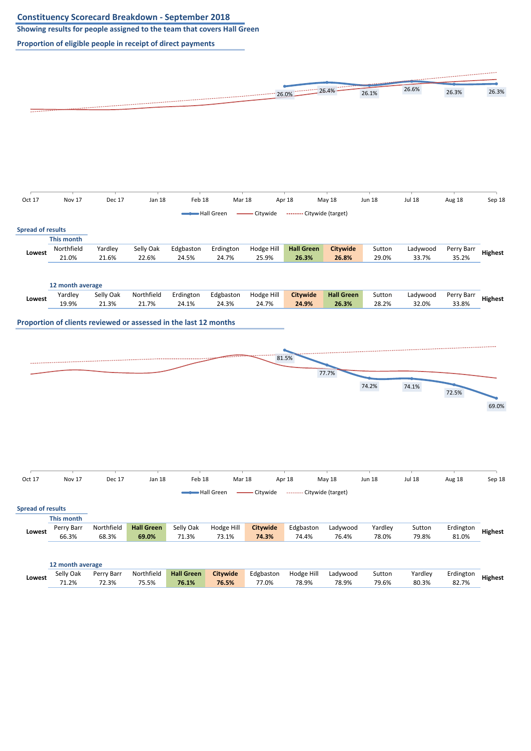# Constituency Scorecard Breakdown - September 2018

**Showing results for people assigned to the team that covers Hall Green**

## Proportion of eligible people in receipt of direct payments

| | Apr 18 | May 18 | Jun 18 | Jul 18 | Aug 18 | Sep 18 |
|---|---|---|---|---|---|---|
| Hall Green | 26.0% | 26.4% | 26.1% | 26.6% | 26.3% | 26.3% |

Legend: Hall Green, Citywide, Citywide (target)

### Spread of results

**This month**

| | Northfield | Yardley | Selly Oak | Edgbaston | Erdington | Hodge Hill | **Hall Green** | **Citywide** | Sutton | Ladywood | Perry Barr | |
|---|---|---|---|---|---|---|---|---|---|---|---|---|
| **Lowest** | 21.0% | 21.6% | 22.6% | 24.5% | 24.7% | 25.9% | **26.3%** | **26.8%** | 29.0% | 33.7% | 35.2% | **Highest** |

**12 month average**

| | Yardley | Selly Oak | Northfield | Erdington | Edgbaston | Hodge Hill | **Citywide** | **Hall Green** | Sutton | Ladywood | Perry Barr | |
|---|---|---|---|---|---|---|---|---|---|---|---|---|
| **Lowest** | 19.9% | 21.3% | 21.7% | 24.1% | 24.3% | 24.7% | **24.9%** | **26.3%** | 28.2% | 32.0% | 33.8% | **Highest** |

## Proportion of clients reviewed or assessed in the last 12 months

| | Apr 18 | May 18 | Jun 18 | Jul 18 | Aug 18 | Sep 18 |
|---|---|---|---|---|---|---|
| Hall Green | 81.5% | 77.7% | 74.2% | 74.1% | 72.5% | 69.0% |

Legend: Hall Green, Citywide, Citywide (target)

### Spread of results

**This month**

| | Perry Barr | Northfield | **Hall Green** | Selly Oak | Hodge Hill | **Citywide** | Edgbaston | Ladywood | Yardley | Sutton | Erdington | |
|---|---|---|---|---|---|---|---|---|---|---|---|---|
| **Lowest** | 66.3% | 68.3% | **69.0%** | 71.3% | 73.1% | **74.3%** | 74.4% | 76.4% | 78.0% | 79.8% | 81.0% | **Highest** |

**12 month average**

| | Selly Oak | Perry Barr | Northfield | **Hall Green** | **Citywide** | Edgbaston | Hodge Hill | Ladywood | Sutton | Yardley | Erdington | |
|---|---|---|---|---|---|---|---|---|---|---|---|---|
| **Lowest** | 71.2% | 72.3% | 75.5% | **76.1%** | **76.5%** | 77.0% | 78.9% | 78.9% | 79.6% | 80.3% | 82.7% | **Highest** |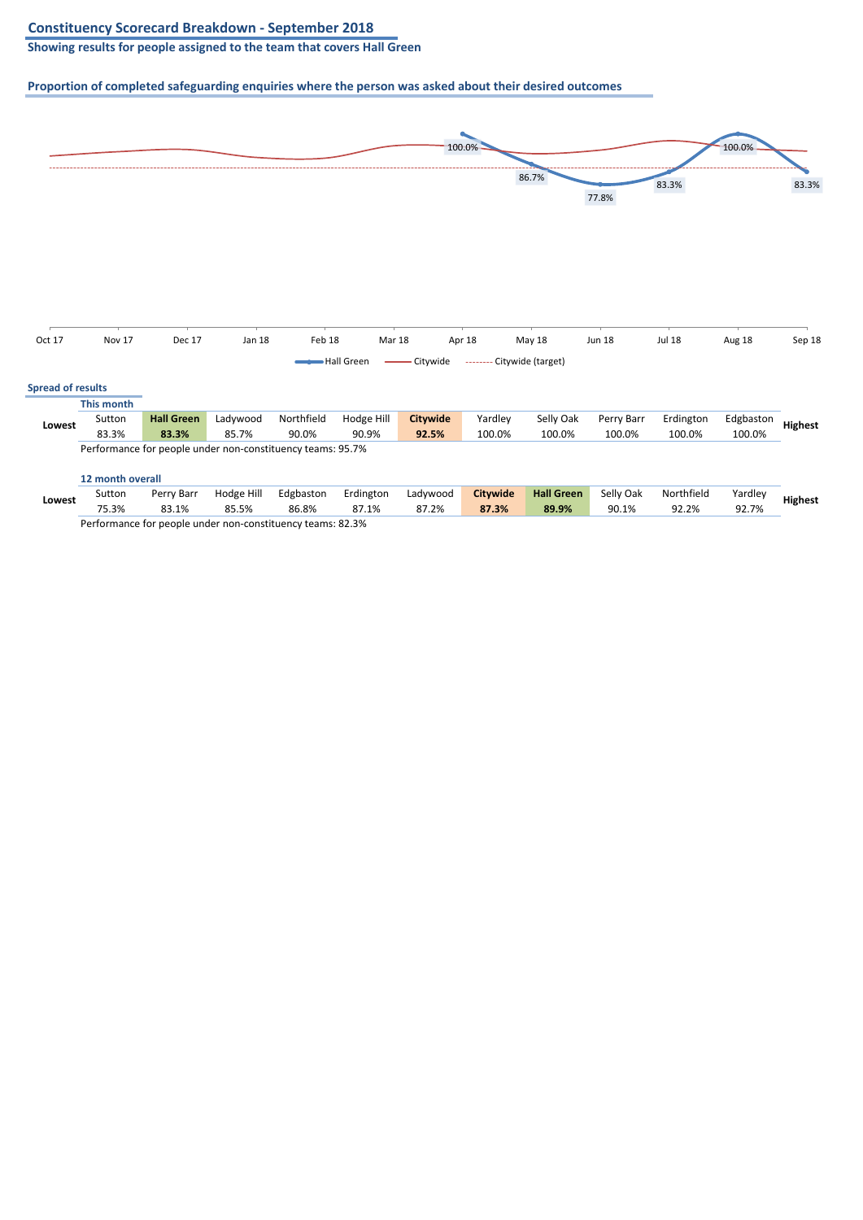## Constituency Scorecard Breakdown - September 2018

**Showing results for people assigned to the team that covers Hall Green**

### Proportion of completed safeguarding enquiries where the person was asked about their desired outcomes

| Month | Oct 17 | Nov 17 | Dec 17 | Jan 18 | Feb 18 | Mar 18 | Apr 18 | May 18 | Jun 18 | Jul 18 | Aug 18 | Sep 18 |
|---|---|---|---|---|---|---|---|---|---|---|---|---|
| Hall Green | | | | | | | 100.0% | 86.7% | 77.8% | 83.3% | 100.0% | 83.3% |

Hall Green — Citywide - - - - Citywide (target)

**Spread of results**

**This month**

| | | | | | | | | | | | | |
|---|---|---|---|---|---|---|---|---|---|---|---|---|
| **Lowest** | Sutton | **Hall Green** | Ladywood | Northfield | Hodge Hill | **Citywide** | Yardley | Selly Oak | Perry Barr | Erdington | Edgbaston | **Highest** |
| | 83.3% | **83.3%** | 85.7% | 90.0% | 90.9% | **92.5%** | 100.0% | 100.0% | 100.0% | 100.0% | 100.0% | |

Performance for people under non-constituency teams: 95.7%

**12 month overall**

| | | | | | | | | | | | | |
|---|---|---|---|---|---|---|---|---|---|---|---|---|
| **Lowest** | Sutton | Perry Barr | Hodge Hill | Edgbaston | Erdington | Ladywood | **Citywide** | **Hall Green** | Selly Oak | Northfield | Yardley | **Highest** |
| | 75.3% | 83.1% | 85.5% | 86.8% | 87.1% | 87.2% | **87.3%** | **89.9%** | 90.1% | 92.2% | 92.7% | |

Performance for people under non-constituency teams: 82.3%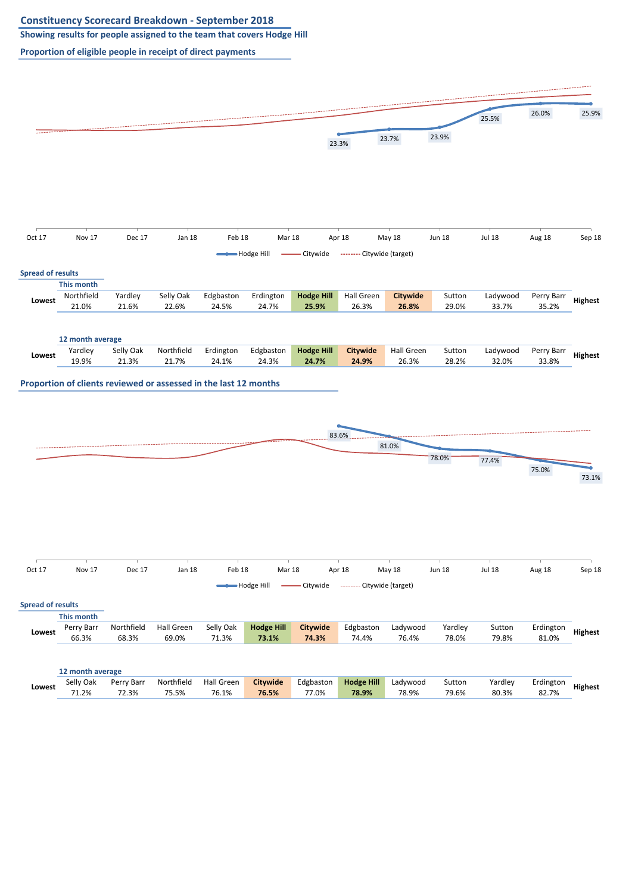# Constituency Scorecard Breakdown - September 2018

**Showing results for people assigned to the team that covers Hodge Hill**

## Proportion of eligible people in receipt of direct payments

| | Oct 17 | Nov 17 | Dec 17 | Jan 18 | Feb 18 | Mar 18 | Apr 18 | May 18 | Jun 18 | Jul 18 | Aug 18 | Sep 18 |
|---|---|---|---|---|---|---|---|---|---|---|---|---|
| Hodge Hill | | | | | | | 23.3% | 23.7% | 23.9% | 25.5% | 26.0% | 25.9% |

Legend: Hodge Hill, Citywide, Citywide (target)

### Spread of results

**This month**

| | | | | | | | | | | | | |
|---|---|---|---|---|---|---|---|---|---|---|---|---|
| **Lowest** | Northfield | Yardley | Selly Oak | Edgbaston | Erdington | **Hodge Hill** | Hall Green | **Citywide** | Sutton | Ladywood | Perry Barr | **Highest** |
| | 21.0% | 21.6% | 22.6% | 24.5% | 24.7% | **25.9%** | 26.3% | **26.8%** | 29.0% | 33.7% | 35.2% | |

**12 month average**

| | | | | | | | | | | | | |
|---|---|---|---|---|---|---|---|---|---|---|---|---|
| **Lowest** | Yardley | Selly Oak | Northfield | Erdington | Edgbaston | **Hodge Hill** | **Citywide** | Hall Green | Sutton | Ladywood | Perry Barr | **Highest** |
| | 19.9% | 21.3% | 21.7% | 24.1% | 24.3% | **24.7%** | **24.9%** | 26.3% | 28.2% | 32.0% | 33.8% | |

## Proportion of clients reviewed or assessed in the last 12 months

| | Oct 17 | Nov 17 | Dec 17 | Jan 18 | Feb 18 | Mar 18 | Apr 18 | May 18 | Jun 18 | Jul 18 | Aug 18 | Sep 18 |
|---|---|---|---|---|---|---|---|---|---|---|---|---|
| Hodge Hill | | | | | | | 83.6% | 81.0% | 78.0% | 77.4% | 75.0% | 73.1% |

Legend: Hodge Hill, Citywide, Citywide (target)

### Spread of results

**This month**

| | | | | | | | | | | | | |
|---|---|---|---|---|---|---|---|---|---|---|---|---|
| **Lowest** | Perry Barr | Northfield | Hall Green | Selly Oak | **Hodge Hill** | **Citywide** | Edgbaston | Ladywood | Yardley | Sutton | Erdington | **Highest** |
| | 66.3% | 68.3% | 69.0% | 71.3% | **73.1%** | **74.3%** | 74.4% | 76.4% | 78.0% | 79.8% | 81.0% | |

**12 month average**

| | | | | | | | | | | | | |
|---|---|---|---|---|---|---|---|---|---|---|---|---|
| **Lowest** | Selly Oak | Perry Barr | Northfield | Hall Green | **Citywide** | Edgbaston | **Hodge Hill** | Ladywood | Sutton | Yardley | Erdington | **Highest** |
| | 71.2% | 72.3% | 75.5% | 76.1% | **76.5%** | 77.0% | **78.9%** | 78.9% | 79.6% | 80.3% | 82.7% | |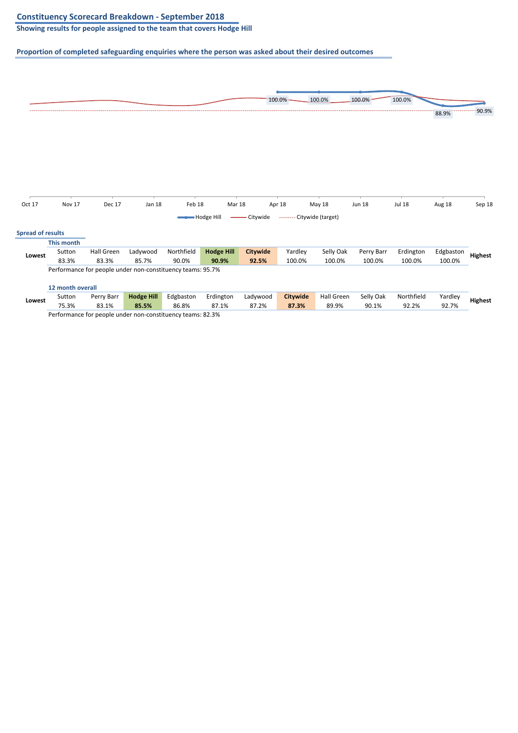## Constituency Scorecard Breakdown - September 2018

**Showing results for people assigned to the team that covers Hodge Hill**

### Proportion of completed safeguarding enquiries where the person was asked about their desired outcomes

| | Oct 17 | Nov 17 | Dec 17 | Jan 18 | Feb 18 | Mar 18 | Apr 18 | May 18 | Jun 18 | Jul 18 | Aug 18 | Sep 18 |
|---|---|---|---|---|---|---|---|---|---|---|---|---|
| Hodge Hill | | | | | | | 100.0% | 100.0% | 100.0% | 100.0% | 88.9% | 90.9% |

Hodge Hill — Citywide — Citywide (target)

### Spread of results

**This month**

| Lowest | Sutton | Hall Green | Ladywood | Northfield | **Hodge Hill** | **Citywide** | Yardley | Selly Oak | Perry Barr | Erdington | Edgbaston | Highest |
|---|---|---|---|---|---|---|---|---|---|---|---|---|
| | 83.3% | 83.3% | 85.7% | 90.0% | **90.9%** | **92.5%** | 100.0% | 100.0% | 100.0% | 100.0% | 100.0% | |

Performance for people under non-constituency teams: 95.7%

**12 month overall**

| Lowest | Sutton | Perry Barr | **Hodge Hill** | Edgbaston | Erdington | Ladywood | **Citywide** | Hall Green | Selly Oak | Northfield | Yardley | Highest |
|---|---|---|---|---|---|---|---|---|---|---|---|---|
| | 75.3% | 83.1% | **85.5%** | 86.8% | 87.1% | 87.2% | **87.3%** | 89.9% | 90.1% | 92.2% | 92.7% | |

Performance for people under non-constituency teams: 82.3%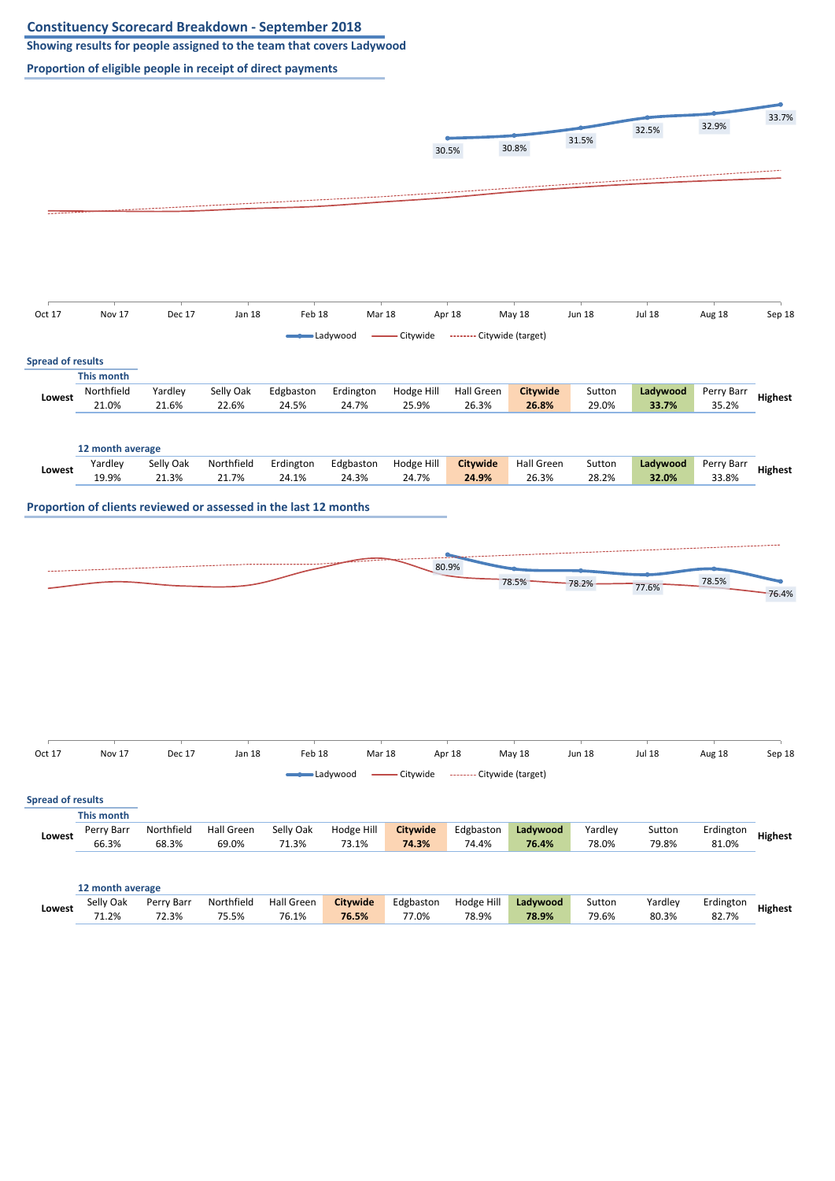## Constituency Scorecard Breakdown - September 2018

**Showing results for people assigned to the team that covers Ladywood**

### Proportion of eligible people in receipt of direct payments

| Month | Ladywood |
|---|---|
| Oct 17 | |
| Nov 17 | |
| Dec 17 | |
| Jan 18 | |
| Feb 18 | |
| Mar 18 | |
| Apr 18 | 30.5% |
| May 18 | 30.8% |
| Jun 18 | 31.5% |
| Jul 18 | 32.5% |
| Aug 18 | 32.9% |
| Sep 18 | 33.7% |

Ladywood — Citywide — Citywide (target)

**Spread of results**

**This month**

| | | | | | | | | | | | | |
|---|---|---|---|---|---|---|---|---|---|---|---|---|
| Lowest | Northfield | Yardley | Selly Oak | Edgbaston | Erdington | Hodge Hill | Hall Green | **Citywide** | Sutton | **Ladywood** | Perry Barr | Highest |
| | 21.0% | 21.6% | 22.6% | 24.5% | 24.7% | 25.9% | 26.3% | **26.8%** | 29.0% | **33.7%** | 35.2% | |

**12 month average**

| | | | | | | | | | | | | |
|---|---|---|---|---|---|---|---|---|---|---|---|---|
| Lowest | Yardley | Selly Oak | Northfield | Erdington | Edgbaston | Hodge Hill | **Citywide** | Hall Green | Sutton | **Ladywood** | Perry Barr | Highest |
| | 19.9% | 21.3% | 21.7% | 24.1% | 24.3% | 24.7% | **24.9%** | 26.3% | 28.2% | **32.0%** | 33.8% | |

### Proportion of clients reviewed or assessed in the last 12 months

| Month | Ladywood |
|---|---|
| Oct 17 | |
| Nov 17 | |
| Dec 17 | |
| Jan 18 | |
| Feb 18 | |
| Mar 18 | |
| Apr 18 | 80.9% |
| May 18 | 78.5% |
| Jun 18 | 78.2% |
| Jul 18 | 77.6% |
| Aug 18 | 78.5% |
| Sep 18 | 76.4% |

Ladywood — Citywide — Citywide (target)

**Spread of results**

**This month**

| | | | | | | | | | | | | |
|---|---|---|---|---|---|---|---|---|---|---|---|---|
| Lowest | Perry Barr | Northfield | Hall Green | Selly Oak | Hodge Hill | **Citywide** | Edgbaston | **Ladywood** | Yardley | Sutton | Erdington | Highest |
| | 66.3% | 68.3% | 69.0% | 71.3% | 73.1% | **74.3%** | 74.4% | **76.4%** | 78.0% | 79.8% | 81.0% | |

**12 month average**

| | | | | | | | | | | | | |
|---|---|---|---|---|---|---|---|---|---|---|---|---|
| Lowest | Selly Oak | Perry Barr | Northfield | Hall Green | **Citywide** | Edgbaston | Hodge Hill | **Ladywood** | Sutton | Yardley | Erdington | Highest |
| | 71.2% | 72.3% | 75.5% | 76.1% | **76.5%** | 77.0% | 78.9% | **78.9%** | 79.6% | 80.3% | 82.7% | |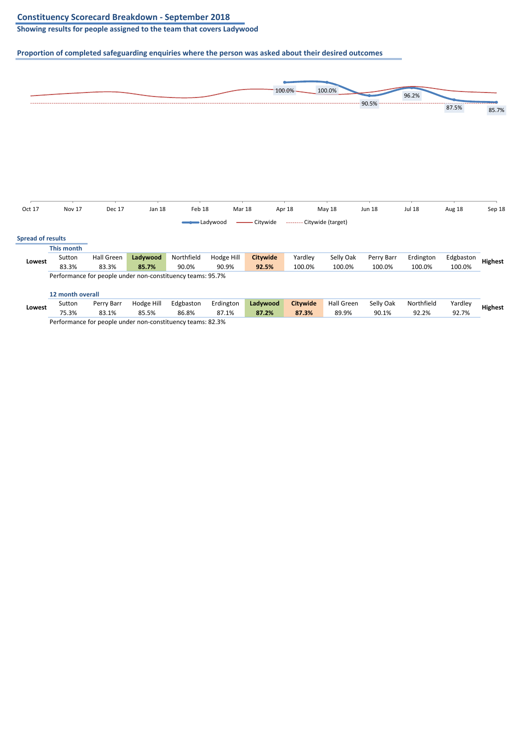## Constituency Scorecard Breakdown - September 2018

**Showing results for people assigned to the team that covers Ladywood**

### Proportion of completed safeguarding enquiries where the person was asked about their desired outcomes

| | Oct 17 | Nov 17 | Dec 17 | Jan 18 | Feb 18 | Mar 18 | Apr 18 | May 18 | Jun 18 | Jul 18 | Aug 18 | Sep 18 |
|---|---|---|---|---|---|---|---|---|---|---|---|---|
| Ladywood | | | | | | | 100.0% | 100.0% | 90.5% | 96.2% | 87.5% | 85.7% |

Ladywood — Citywide — Citywide (target)

**Spread of results**

**This month**

| | | | | | | | | | | | | |
|---|---|---|---|---|---|---|---|---|---|---|---|---|
| Lowest | Sutton | Hall Green | **Ladywood** | Northfield | Hodge Hill | **Citywide** | Yardley | Selly Oak | Perry Barr | Erdington | Edgbaston | Highest |
| | 83.3% | 83.3% | **85.7%** | 90.0% | 90.9% | **92.5%** | 100.0% | 100.0% | 100.0% | 100.0% | 100.0% | |

Performance for people under non-constituency teams: 95.7%

**12 month overall**

| | | | | | | | | | | | | |
|---|---|---|---|---|---|---|---|---|---|---|---|---|
| Lowest | Sutton | Perry Barr | Hodge Hill | Edgbaston | Erdington | **Ladywood** | **Citywide** | Hall Green | Selly Oak | Northfield | Yardley | Highest |
| | 75.3% | 83.1% | 85.5% | 86.8% | 87.1% | **87.2%** | **87.3%** | 89.9% | 90.1% | 92.2% | 92.7% | |

Performance for people under non-constituency teams: 82.3%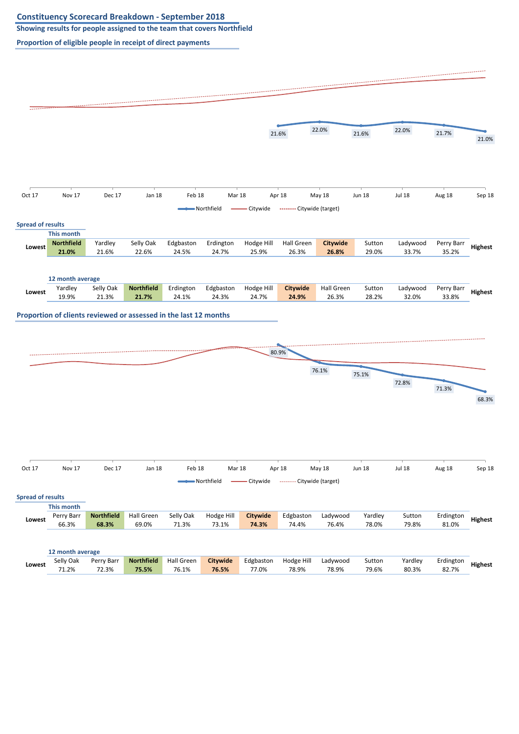# Constituency Scorecard Breakdown - September 2018

## Showing results for people assigned to the team that covers Northfield

### Proportion of eligible people in receipt of direct payments

| Oct 17 | Nov 17 | Dec 17 | Jan 18 | Feb 18 | Mar 18 | Apr 18 | May 18 | Jun 18 | Jul 18 | Aug 18 | Sep 18 |
|---|---|---|---|---|---|---|---|---|---|---|---|
| | | | | | | 21.6% | 22.0% | 21.6% | 22.0% | 21.7% | 21.0% |

Northfield — Citywide — Citywide (target)

**Spread of results**

This month

| Lowest | Northfield | Yardley | Selly Oak | Edgbaston | Erdington | Hodge Hill | Hall Green | Citywide | Sutton | Ladywood | Perry Barr | Highest |
|---|---|---|---|---|---|---|---|---|---|---|---|---|
| | **21.0%** | 21.6% | 22.6% | 24.5% | 24.7% | 25.9% | 26.3% | **26.8%** | 29.0% | 33.7% | 35.2% | |

12 month average

| Lowest | Yardley | Selly Oak | Northfield | Erdington | Edgbaston | Hodge Hill | Citywide | Hall Green | Sutton | Ladywood | Perry Barr | Highest |
|---|---|---|---|---|---|---|---|---|---|---|---|---|
| | 19.9% | 21.3% | **21.7%** | 24.1% | 24.3% | 24.7% | **24.9%** | 26.3% | 28.2% | 32.0% | 33.8% | |

### Proportion of clients reviewed or assessed in the last 12 months

| Oct 17 | Nov 17 | Dec 17 | Jan 18 | Feb 18 | Mar 18 | Apr 18 | May 18 | Jun 18 | Jul 18 | Aug 18 | Sep 18 |
|---|---|---|---|---|---|---|---|---|---|---|---|
| | | | | | | 80.9% | 76.1% | 75.1% | 72.8% | 71.3% | 68.3% |

Northfield — Citywide — Citywide (target)

**Spread of results**

This month

| Lowest | Perry Barr | Northfield | Hall Green | Selly Oak | Hodge Hill | Citywide | Edgbaston | Ladywood | Yardley | Sutton | Erdington | Highest |
|---|---|---|---|---|---|---|---|---|---|---|---|---|
| | 66.3% | **68.3%** | 69.0% | 71.3% | 73.1% | **74.3%** | 74.4% | 76.4% | 78.0% | 79.8% | 81.0% | |

12 month average

| Lowest | Selly Oak | Perry Barr | Northfield | Hall Green | Citywide | Edgbaston | Hodge Hill | Ladywood | Sutton | Yardley | Erdington | Highest |
|---|---|---|---|---|---|---|---|---|---|---|---|---|
| | 71.2% | 72.3% | **75.5%** | 76.1% | **76.5%** | 77.0% | 78.9% | 78.9% | 79.6% | 80.3% | 82.7% | |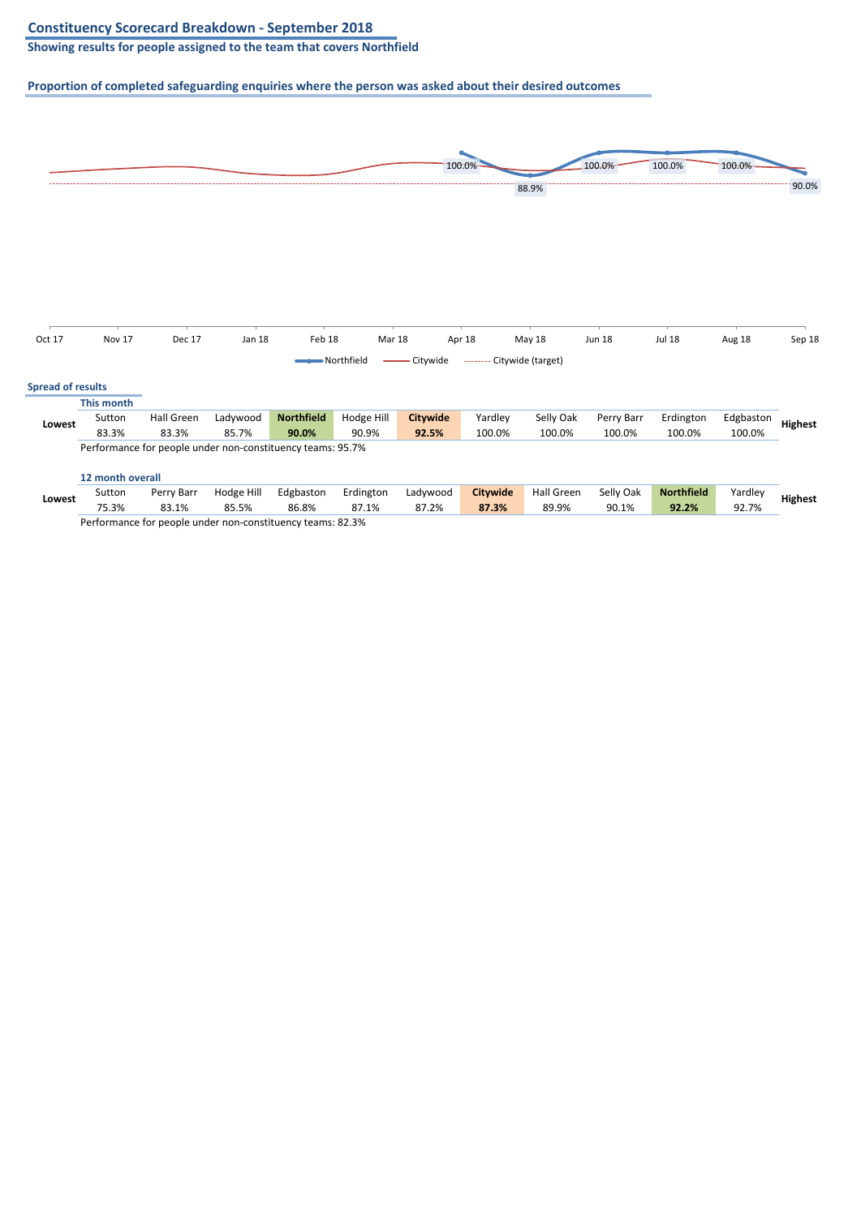## Constituency Scorecard Breakdown - September 2018

**Showing results for people assigned to the team that covers Northfield**

### Proportion of completed safeguarding enquiries where the person was asked about their desired outcomes

| | Oct 17 | Nov 17 | Dec 17 | Jan 18 | Feb 18 | Mar 18 | Apr 18 | May 18 | Jun 18 | Jul 18 | Aug 18 | Sep 18 |
|---|---|---|---|---|---|---|---|---|---|---|---|---|
| Northfield | | | | | | | 100.0% | 88.9% | 100.0% | 100.0% | 100.0% | 90.0% |

Legend: Northfield, Citywide, Citywide (target)

### Spread of results

**This month**

| | Sutton | Hall Green | Ladywood | **Northfield** | Hodge Hill | **Citywide** | Yardley | Selly Oak | Perry Barr | Erdington | Edgbaston | |
|---|---|---|---|---|---|---|---|---|---|---|---|---|
| **Lowest** | 83.3% | 83.3% | 85.7% | **90.0%** | 90.9% | **92.5%** | 100.0% | 100.0% | 100.0% | 100.0% | 100.0% | **Highest** |

Performance for people under non-constituency teams: 95.7%

**12 month overall**

| | Sutton | Perry Barr | Hodge Hill | Edgbaston | Erdington | Ladywood | **Citywide** | Hall Green | Selly Oak | **Northfield** | Yardley | |
|---|---|---|---|---|---|---|---|---|---|---|---|---|
| **Lowest** | 75.3% | 83.1% | 85.5% | 86.8% | 87.1% | 87.2% | **87.3%** | 89.9% | 90.1% | **92.2%** | 92.7% | **Highest** |

Performance for people under non-constituency teams: 82.3%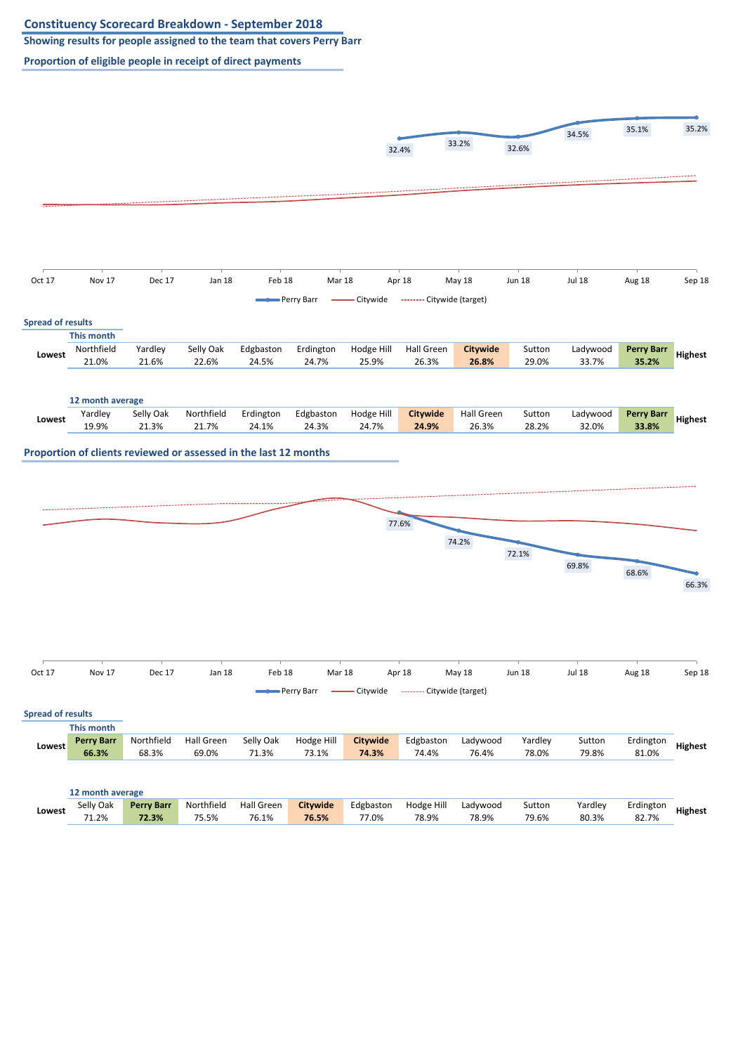# Constituency Scorecard Breakdown - September 2018

**Showing results for people assigned to the team that covers Perry Barr**

## Proportion of eligible people in receipt of direct payments

| | Oct 17 | Nov 17 | Dec 17 | Jan 18 | Feb 18 | Mar 18 | Apr 18 | May 18 | Jun 18 | Jul 18 | Aug 18 | Sep 18 |
|---|---|---|---|---|---|---|---|---|---|---|---|---|
| Perry Barr | | | | | | | 32.4% | 33.2% | 32.6% | 34.5% | 35.1% | 35.2% |

Legend: Perry Barr, Citywide, Citywide (target)

### Spread of results

**This month**

| Lowest | Northfield | Yardley | Selly Oak | Edgbaston | Erdington | Hodge Hill | Hall Green | **Citywide** | Sutton | Ladywood | **Perry Barr** | Highest |
|---|---|---|---|---|---|---|---|---|---|---|---|---|
| | 21.0% | 21.6% | 22.6% | 24.5% | 24.7% | 25.9% | 26.3% | **26.8%** | 29.0% | 33.7% | **35.2%** | |

**12 month average**

| Lowest | Yardley | Selly Oak | Northfield | Erdington | Edgbaston | Hodge Hill | **Citywide** | Hall Green | Sutton | Ladywood | **Perry Barr** | Highest |
|---|---|---|---|---|---|---|---|---|---|---|---|---|
| | 19.9% | 21.3% | 21.7% | 24.1% | 24.3% | 24.7% | **24.9%** | 26.3% | 28.2% | 32.0% | **33.8%** | |

## Proportion of clients reviewed or assessed in the last 12 months

| | Oct 17 | Nov 17 | Dec 17 | Jan 18 | Feb 18 | Mar 18 | Apr 18 | May 18 | Jun 18 | Jul 18 | Aug 18 | Sep 18 |
|---|---|---|---|---|---|---|---|---|---|---|---|---|
| Perry Barr | | | | | | | 77.6% | 74.2% | 72.1% | 69.8% | 68.6% | 66.3% |

Legend: Perry Barr, Citywide, Citywide (target)

### Spread of results

**This month**

| Lowest | **Perry Barr** | Northfield | Hall Green | Selly Oak | Hodge Hill | **Citywide** | Edgbaston | Ladywood | Yardley | Sutton | Erdington | Highest |
|---|---|---|---|---|---|---|---|---|---|---|---|---|
| | **66.3%** | 68.3% | 69.0% | 71.3% | 73.1% | **74.3%** | 74.4% | 76.4% | 78.0% | 79.8% | 81.0% | |

**12 month average**

| Lowest | Selly Oak | **Perry Barr** | Northfield | Hall Green | **Citywide** | Edgbaston | Hodge Hill | Ladywood | Sutton | Yardley | Erdington | Highest |
|---|---|---|---|---|---|---|---|---|---|---|---|---|
| | 71.2% | **72.3%** | 75.5% | 76.1% | **76.5%** | 77.0% | 78.9% | 78.9% | 79.6% | 80.3% | 82.7% | |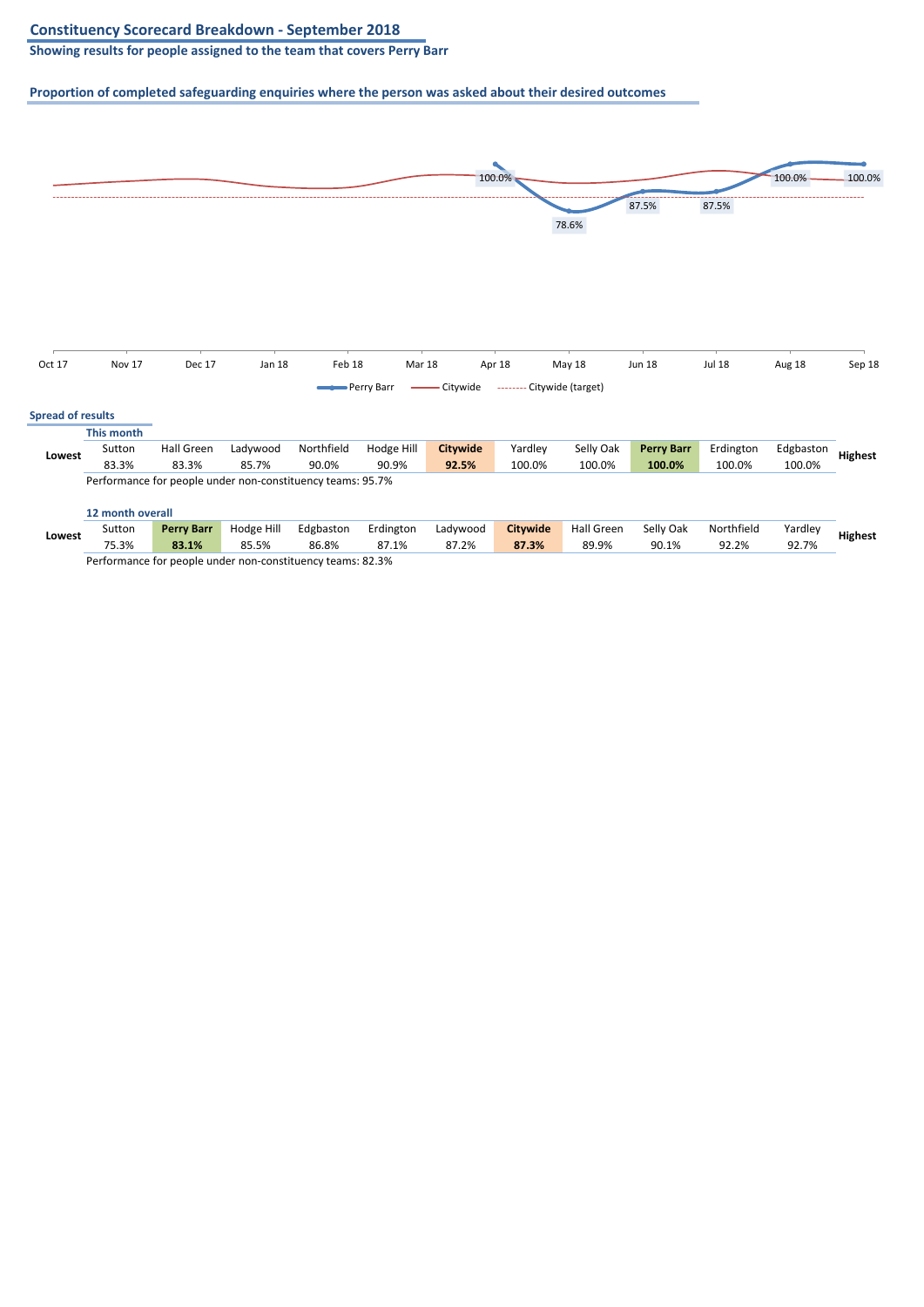## Constituency Scorecard Breakdown - September 2018

**Showing results for people assigned to the team that covers Perry Barr**

### Proportion of completed safeguarding enquiries where the person was asked about their desired outcomes

| | Oct 17 | Nov 17 | Dec 17 | Jan 18 | Feb 18 | Mar 18 | Apr 18 | May 18 | Jun 18 | Jul 18 | Aug 18 | Sep 18 |
|---|---|---|---|---|---|---|---|---|---|---|---|---|
| Perry Barr | | | | | | | 100.0% | 78.6% | 87.5% | 87.5% | 100.0% | 100.0% |

Perry Barr — Citywide -------- Citywide (target)

#### Spread of results

**This month**

| Lowest | Sutton | Hall Green | Ladywood | Northfield | Hodge Hill | **Citywide** | Yardley | Selly Oak | **Perry Barr** | Erdington | Edgbaston | Highest |
|---|---|---|---|---|---|---|---|---|---|---|---|---|
| | 83.3% | 83.3% | 85.7% | 90.0% | 90.9% | **92.5%** | 100.0% | 100.0% | **100.0%** | 100.0% | 100.0% | |

Performance for people under non-constituency teams: 95.7%

**12 month overall**

| Lowest | Sutton | **Perry Barr** | Hodge Hill | Edgbaston | Erdington | Ladywood | **Citywide** | Hall Green | Selly Oak | Northfield | Yardley | Highest |
|---|---|---|---|---|---|---|---|---|---|---|---|---|
| | 75.3% | **83.1%** | 85.5% | 86.8% | 87.1% | 87.2% | **87.3%** | 89.9% | 90.1% | 92.2% | 92.7% | |

Performance for people under non-constituency teams: 82.3%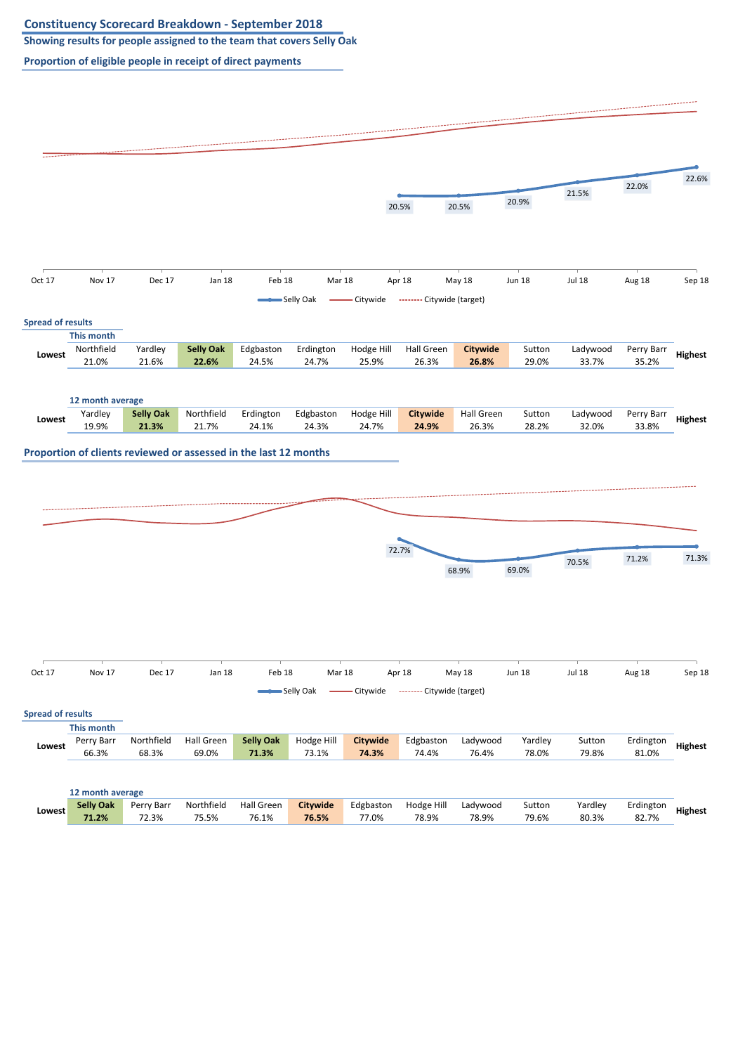# Constituency Scorecard Breakdown - September 2018

**Showing results for people assigned to the team that covers Selly Oak**

## Proportion of eligible people in receipt of direct payments

| | Oct 17 | Nov 17 | Dec 17 | Jan 18 | Feb 18 | Mar 18 | Apr 18 | May 18 | Jun 18 | Jul 18 | Aug 18 | Sep 18 |
|---|---|---|---|---|---|---|---|---|---|---|---|---|
| Selly Oak | | | | | | | 20.5% | 20.5% | 20.9% | 21.5% | 22.0% | 22.6% |

Legend: Selly Oak, Citywide, Citywide (target)

### Spread of results

**This month**

| | Northfield | Yardley | Selly Oak | Edgbaston | Erdington | Hodge Hill | Hall Green | Citywide | Sutton | Ladywood | Perry Barr | |
|---|---|---|---|---|---|---|---|---|---|---|---|---|
| **Lowest** | 21.0% | 21.6% | **22.6%** | 24.5% | 24.7% | 25.9% | 26.3% | **26.8%** | 29.0% | 33.7% | 35.2% | **Highest** |

**12 month average**

| | Yardley | Selly Oak | Northfield | Erdington | Edgbaston | Hodge Hill | Citywide | Hall Green | Sutton | Ladywood | Perry Barr | |
|---|---|---|---|---|---|---|---|---|---|---|---|---|
| **Lowest** | 19.9% | **21.3%** | 21.7% | 24.1% | 24.3% | 24.7% | **24.9%** | 26.3% | 28.2% | 32.0% | 33.8% | **Highest** |

## Proportion of clients reviewed or assessed in the last 12 months

| | Oct 17 | Nov 17 | Dec 17 | Jan 18 | Feb 18 | Mar 18 | Apr 18 | May 18 | Jun 18 | Jul 18 | Aug 18 | Sep 18 |
|---|---|---|---|---|---|---|---|---|---|---|---|---|
| Selly Oak | | | | | | | 72.7% | 68.9% | 69.0% | 70.5% | 71.2% | 71.3% |

Legend: Selly Oak, Citywide, Citywide (target)

### Spread of results

**This month**

| | Perry Barr | Northfield | Hall Green | Selly Oak | Hodge Hill | Citywide | Edgbaston | Ladywood | Yardley | Sutton | Erdington | |
|---|---|---|---|---|---|---|---|---|---|---|---|---|
| **Lowest** | 66.3% | 68.3% | 69.0% | **71.3%** | 73.1% | **74.3%** | 74.4% | 76.4% | 78.0% | 79.8% | 81.0% | **Highest** |

**12 month average**

| | Selly Oak | Perry Barr | Northfield | Hall Green | Citywide | Edgbaston | Hodge Hill | Ladywood | Sutton | Yardley | Erdington | |
|---|---|---|---|---|---|---|---|---|---|---|---|---|
| **Lowest** | **71.2%** | 72.3% | 75.5% | 76.1% | **76.5%** | 77.0% | 78.9% | 78.9% | 79.6% | 80.3% | 82.7% | **Highest** |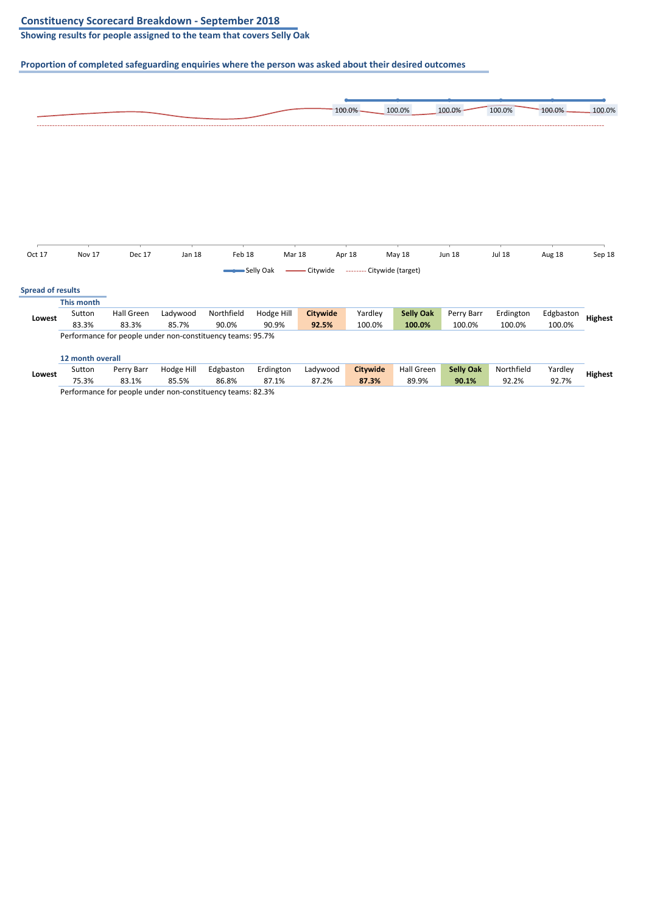## Constituency Scorecard Breakdown - September 2018

**Showing results for people assigned to the team that covers Selly Oak**

### Proportion of completed safeguarding enquiries where the person was asked about their desired outcomes

| | Oct 17 | Nov 17 | Dec 17 | Jan 18 | Feb 18 | Mar 18 | Apr 18 | May 18 | Jun 18 | Jul 18 | Aug 18 | Sep 18 |
|---|---|---|---|---|---|---|---|---|---|---|---|---|
| Selly Oak | | | | | | | 100.0% | 100.0% | 100.0% | 100.0% | 100.0% | 100.0% |

Selly Oak — Citywide — Citywide (target)

### Spread of results

**This month**

| | Sutton | Hall Green | Ladywood | Northfield | Hodge Hill | **Citywide** | Yardley | **Selly Oak** | Perry Barr | Erdington | Edgbaston | |
|---|---|---|---|---|---|---|---|---|---|---|---|---|
| **Lowest** | 83.3% | 83.3% | 85.7% | 90.0% | 90.9% | **92.5%** | 100.0% | **100.0%** | 100.0% | 100.0% | 100.0% | **Highest** |

Performance for people under non-constituency teams: 95.7%

**12 month overall**

| | Sutton | Perry Barr | Hodge Hill | Edgbaston | Erdington | Ladywood | **Citywide** | Hall Green | **Selly Oak** | Northfield | Yardley | |
|---|---|---|---|---|---|---|---|---|---|---|---|---|
| **Lowest** | 75.3% | 83.1% | 85.5% | 86.8% | 87.1% | 87.2% | **87.3%** | 89.9% | **90.1%** | 92.2% | 92.7% | **Highest** |

Performance for people under non-constituency teams: 82.3%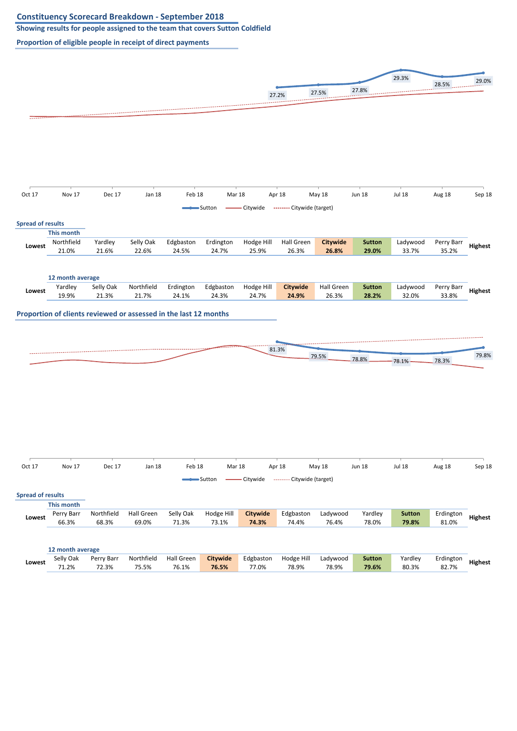# Constituency Scorecard Breakdown - September 2018

**Showing results for people assigned to the team that covers Sutton Coldfield**

## Proportion of eligible people in receipt of direct payments

| | Oct 17 | Nov 17 | Dec 17 | Jan 18 | Feb 18 | Mar 18 | Apr 18 | May 18 | Jun 18 | Jul 18 | Aug 18 | Sep 18 |
|---|---|---|---|---|---|---|---|---|---|---|---|---|
| Sutton | | | | | | | 27.2% | 27.5% | 27.8% | 29.3% | 28.5% | 29.0% |

Sutton — Citywide — Citywide (target)

### Spread of results

**This month**

| Lowest | Northfield | Yardley | Selly Oak | Edgbaston | Erdington | Hodge Hill | Hall Green | **Citywide** | **Sutton** | Ladywood | Perry Barr | Highest |
|---|---|---|---|---|---|---|---|---|---|---|---|---|
| | 21.0% | 21.6% | 22.6% | 24.5% | 24.7% | 25.9% | 26.3% | **26.8%** | **29.0%** | 33.7% | 35.2% | |

**12 month average**

| Lowest | Yardley | Selly Oak | Northfield | Erdington | Edgbaston | Hodge Hill | **Citywide** | Hall Green | **Sutton** | Ladywood | Perry Barr | Highest |
|---|---|---|---|---|---|---|---|---|---|---|---|---|
| | 19.9% | 21.3% | 21.7% | 24.1% | 24.3% | 24.7% | **24.9%** | 26.3% | **28.2%** | 32.0% | 33.8% | |

## Proportion of clients reviewed or assessed in the last 12 months

| | Oct 17 | Nov 17 | Dec 17 | Jan 18 | Feb 18 | Mar 18 | Apr 18 | May 18 | Jun 18 | Jul 18 | Aug 18 | Sep 18 |
|---|---|---|---|---|---|---|---|---|---|---|---|---|
| Sutton | | | | | | | 81.3% | 79.5% | 78.8% | 78.1% | 78.3% | 79.8% |

Sutton — Citywide — Citywide (target)

### Spread of results

**This month**

| Lowest | Perry Barr | Northfield | Hall Green | Selly Oak | Hodge Hill | **Citywide** | Edgbaston | Ladywood | Yardley | **Sutton** | Erdington | Highest |
|---|---|---|---|---|---|---|---|---|---|---|---|---|
| | 66.3% | 68.3% | 69.0% | 71.3% | 73.1% | **74.3%** | 74.4% | 76.4% | 78.0% | **79.8%** | 81.0% | |

**12 month average**

| Lowest | Selly Oak | Perry Barr | Northfield | Hall Green | **Citywide** | Edgbaston | Hodge Hill | Ladywood | **Sutton** | Yardley | Erdington | Highest |
|---|---|---|---|---|---|---|---|---|---|---|---|---|
| | 71.2% | 72.3% | 75.5% | 76.1% | **76.5%** | 77.0% | 78.9% | 78.9% | **79.6%** | 80.3% | 82.7% | |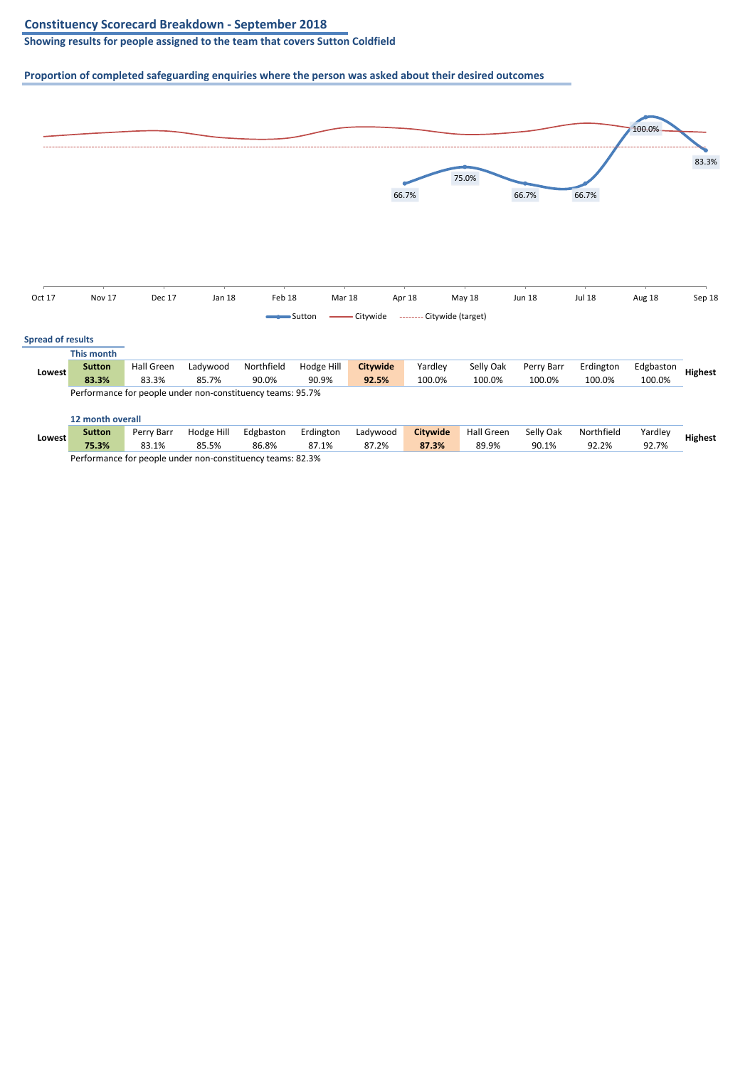## Constituency Scorecard Breakdown - September 2018

**Showing results for people assigned to the team that covers Sutton Coldfield**

### Proportion of completed safeguarding enquiries where the person was asked about their desired outcomes

| | Oct 17 | Nov 17 | Dec 17 | Jan 18 | Feb 18 | Mar 18 | Apr 18 | May 18 | Jun 18 | Jul 18 | Aug 18 | Sep 18 |
|---|---|---|---|---|---|---|---|---|---|---|---|---|
| Sutton | | | | | | | 66.7% | 75.0% | 66.7% | 66.7% | 100.0% | 83.3% |

Sutton — Citywide — Citywide (target)

**Spread of results**

**This month**

| | | | | | | | | | | | | |
|---|---|---|---|---|---|---|---|---|---|---|---|---|
| Lowest | **Sutton** | Hall Green | Ladywood | Northfield | Hodge Hill | **Citywide** | Yardley | Selly Oak | Perry Barr | Erdington | Edgbaston | Highest |
| | **83.3%** | 83.3% | 85.7% | 90.0% | 90.9% | **92.5%** | 100.0% | 100.0% | 100.0% | 100.0% | 100.0% | |

Performance for people under non-constituency teams: 95.7%

**12 month overall**

| | | | | | | | | | | | | |
|---|---|---|---|---|---|---|---|---|---|---|---|---|
| Lowest | **Sutton** | Perry Barr | Hodge Hill | Edgbaston | Erdington | Ladywood | **Citywide** | Hall Green | Selly Oak | Northfield | Yardley | Highest |
| | **75.3%** | 83.1% | 85.5% | 86.8% | 87.1% | 87.2% | **87.3%** | 89.9% | 90.1% | 92.2% | 92.7% | |

Performance for people under non-constituency teams: 82.3%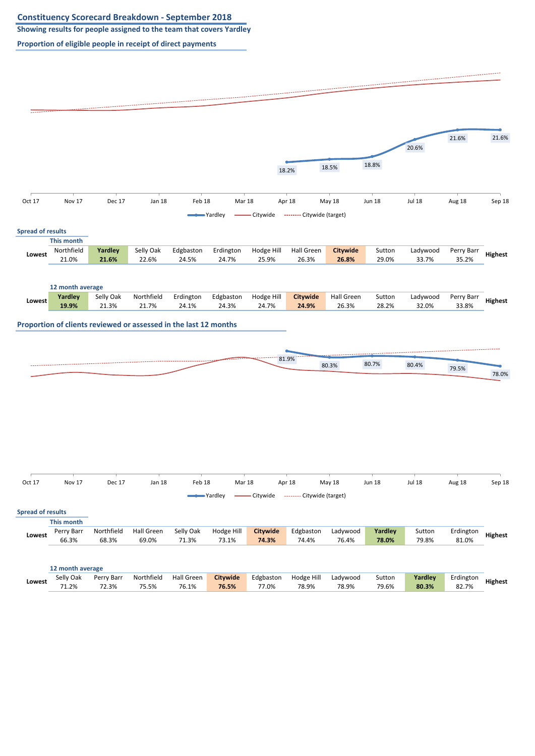# Constituency Scorecard Breakdown - September 2018

**Showing results for people assigned to the team that covers Yardley**

## Proportion of eligible people in receipt of direct payments

| | Oct 17 | Nov 17 | Dec 17 | Jan 18 | Feb 18 | Mar 18 | Apr 18 | May 18 | Jun 18 | Jul 18 | Aug 18 | Sep 18 |
|---|---|---|---|---|---|---|---|---|---|---|---|---|
| Yardley | | | | | | | 18.2% | 18.5% | 18.8% | 20.6% | 21.6% | 21.6% |

Yardley — Citywide — Citywide (target)

### Spread of results

**This month**

| Lowest | Northfield | **Yardley** | Selly Oak | Edgbaston | Erdington | Hodge Hill | Hall Green | **Citywide** | Sutton | Ladywood | Perry Barr | Highest |
|---|---|---|---|---|---|---|---|---|---|---|---|---|
| | 21.0% | **21.6%** | 22.6% | 24.5% | 24.7% | 25.9% | 26.3% | **26.8%** | 29.0% | 33.7% | 35.2% | |

**12 month average**

| Lowest | **Yardley** | Selly Oak | Northfield | Erdington | Edgbaston | Hodge Hill | **Citywide** | Hall Green | Sutton | Ladywood | Perry Barr | Highest |
|---|---|---|---|---|---|---|---|---|---|---|---|---|
| | **19.9%** | 21.3% | 21.7% | 24.1% | 24.3% | 24.7% | **24.9%** | 26.3% | 28.2% | 32.0% | 33.8% | |

## Proportion of clients reviewed or assessed in the last 12 months

| | Oct 17 | Nov 17 | Dec 17 | Jan 18 | Feb 18 | Mar 18 | Apr 18 | May 18 | Jun 18 | Jul 18 | Aug 18 | Sep 18 |
|---|---|---|---|---|---|---|---|---|---|---|---|---|
| Yardley | | | | | | | 81.9% | 80.3% | 80.7% | 80.4% | 79.5% | 78.0% |

Yardley — Citywide — Citywide (target)

### Spread of results

**This month**

| Lowest | Perry Barr | Northfield | Hall Green | Selly Oak | Hodge Hill | **Citywide** | Edgbaston | Ladywood | **Yardley** | Sutton | Erdington | Highest |
|---|---|---|---|---|---|---|---|---|---|---|---|---|
| | 66.3% | 68.3% | 69.0% | 71.3% | 73.1% | **74.3%** | 74.4% | 76.4% | **78.0%** | 79.8% | 81.0% | |

**12 month average**

| Lowest | Selly Oak | Perry Barr | Northfield | Hall Green | **Citywide** | Edgbaston | Hodge Hill | Ladywood | Sutton | **Yardley** | Erdington | Highest |
|---|---|---|---|---|---|---|---|---|---|---|---|---|
| | 71.2% | 72.3% | 75.5% | 76.1% | **76.5%** | 77.0% | 78.9% | 78.9% | 79.6% | **80.3%** | 82.7% | |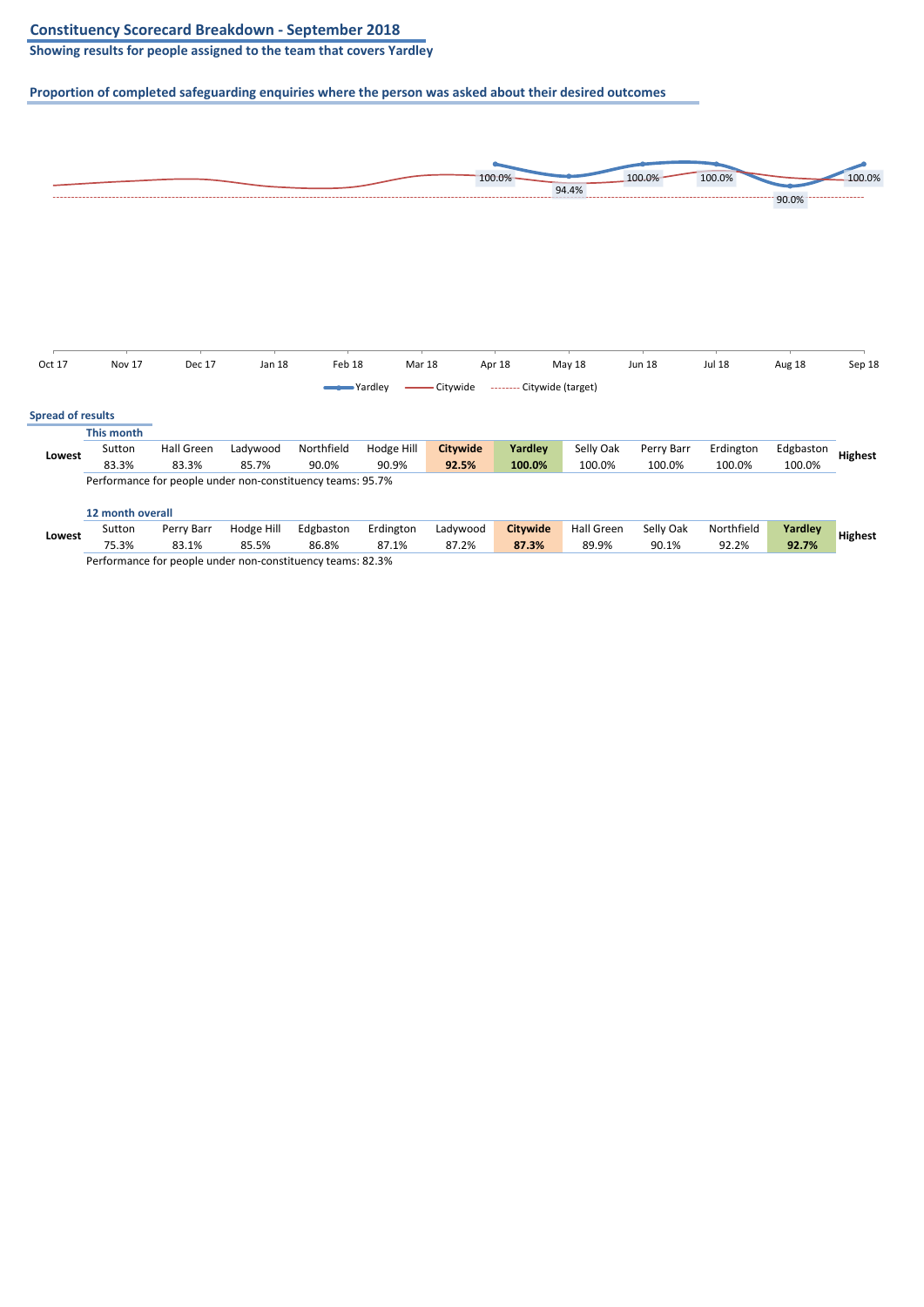## Constituency Scorecard Breakdown - September 2018

**Showing results for people assigned to the team that covers Yardley**

### Proportion of completed safeguarding enquiries where the person was asked about their desired outcomes

100.0%
94.4%
100.0%
100.0%
90.0%
100.0%

Oct 17 Nov 17 Dec 17 Jan 18 Feb 18 Mar 18 Apr 18 May 18 Jun 18 Jul 18 Aug 18 Sep 18

Yardley — Citywide — Citywide (target)

### Spread of results

**This month**

| | | | | | | | | | | | | |
|---|---|---|---|---|---|---|---|---|---|---|---|---|
| **Lowest** | Sutton | Hall Green | Ladywood | Northfield | Hodge Hill | **Citywide** | **Yardley** | Selly Oak | Perry Barr | Erdington | Edgbaston | **Highest** |
| | 83.3% | 83.3% | 85.7% | 90.0% | 90.9% | **92.5%** | **100.0%** | 100.0% | 100.0% | 100.0% | 100.0% | |

Performance for people under non-constituency teams: 95.7%

**12 month overall**

| | | | | | | | | | | | | |
|---|---|---|---|---|---|---|---|---|---|---|---|---|
| **Lowest** | Sutton | Perry Barr | Hodge Hill | Edgbaston | Erdington | Ladywood | **Citywide** | Hall Green | Selly Oak | Northfield | **Yardley** | **Highest** |
| | 75.3% | 83.1% | 85.5% | 86.8% | 87.1% | 87.2% | **87.3%** | 89.9% | 90.1% | 92.2% | **92.7%** | |

Performance for people under non-constituency teams: 82.3%